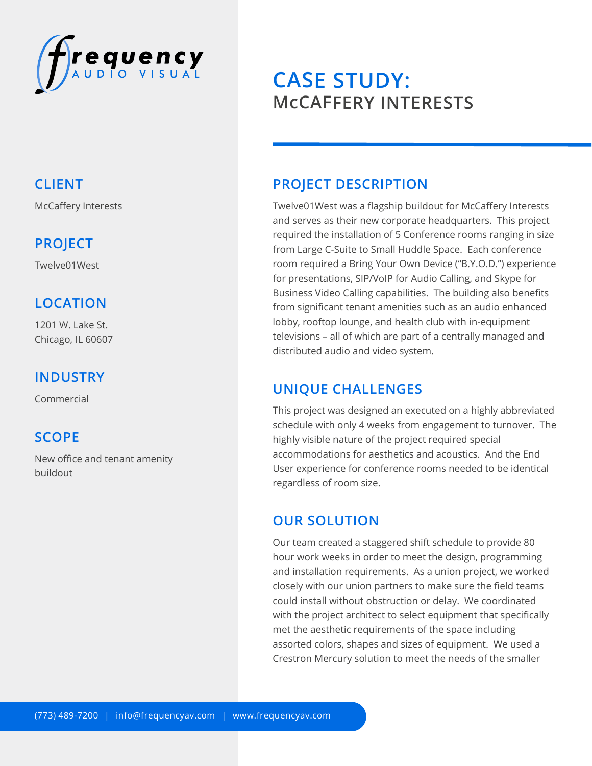frequency AUDIO VISUAL

# CASE STUDY:
## McCAFFERY INTERESTS

## CLIENT

McCaffery Interests

## PROJECT

Twelve01West

## LOCATION

1201 W. Lake St.
Chicago, IL 60607

## INDUSTRY

Commercial

## SCOPE

New office and tenant amenity buildout

## PROJECT DESCRIPTION

Twelve01West was a flagship buildout for McCaffery Interests and serves as their new corporate headquarters. This project required the installation of 5 Conference rooms ranging in size from Large C-Suite to Small Huddle Space. Each conference room required a Bring Your Own Device ("B.Y.O.D.") experience for presentations, SIP/VoIP for Audio Calling, and Skype for Business Video Calling capabilities. The building also benefits from significant tenant amenities such as an audio enhanced lobby, rooftop lounge, and health club with in-equipment televisions – all of which are part of a centrally managed and distributed audio and video system.

## UNIQUE CHALLENGES

This project was designed an executed on a highly abbreviated schedule with only 4 weeks from engagement to turnover. The highly visible nature of the project required special accommodations for aesthetics and acoustics. And the End User experience for conference rooms needed to be identical regardless of room size.

## OUR SOLUTION

Our team created a staggered shift schedule to provide 80 hour work weeks in order to meet the design, programming and installation requirements. As a union project, we worked closely with our union partners to make sure the field teams could install without obstruction or delay. We coordinated with the project architect to select equipment that specifically met the aesthetic requirements of the space including assorted colors, shapes and sizes of equipment. We used a Crestron Mercury solution to meet the needs of the smaller

(773) 489-7200 | info@frequencyav.com | www.frequencyav.com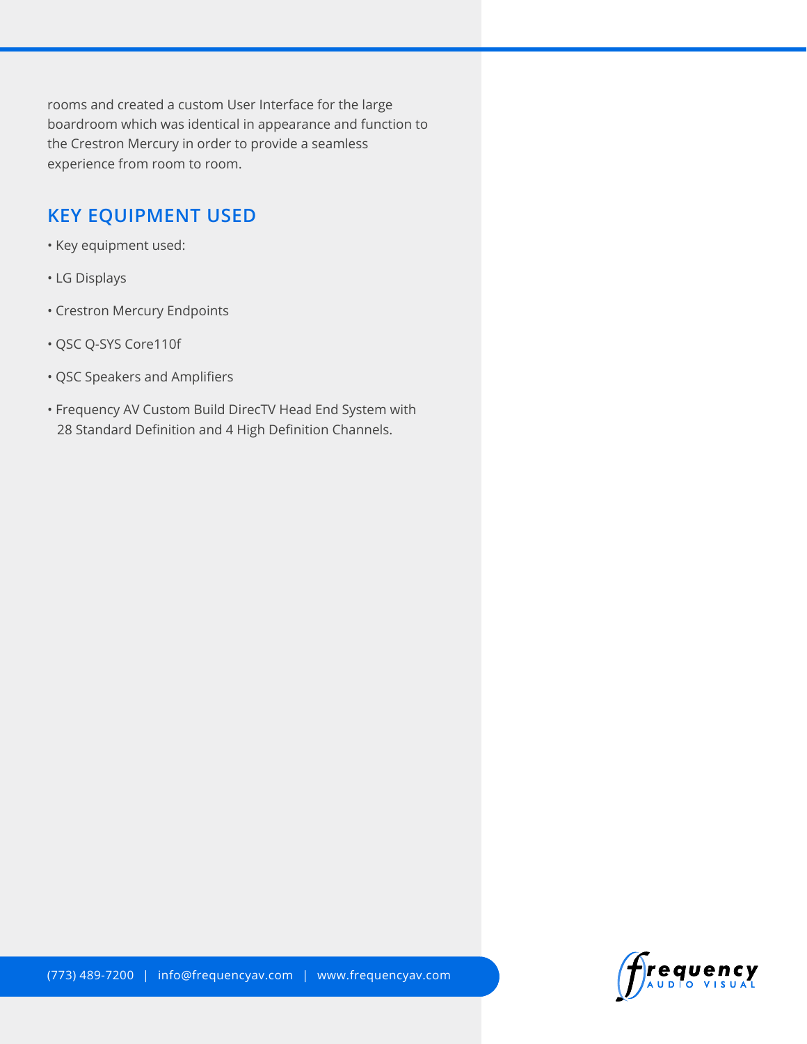rooms and created a custom User Interface for the large boardroom which was identical in appearance and function to the Crestron Mercury in order to provide a seamless experience from room to room.

## KEY EQUIPMENT USED

- Key equipment used:
- LG Displays
- Crestron Mercury Endpoints
- QSC Q-SYS Core110f
- QSC Speakers and Amplifiers
- Frequency AV Custom Build DirecTV Head End System with 28 Standard Definition and 4 High Definition Channels.

(773) 489-7200 | info@frequencyav.com | www.frequencyav.com